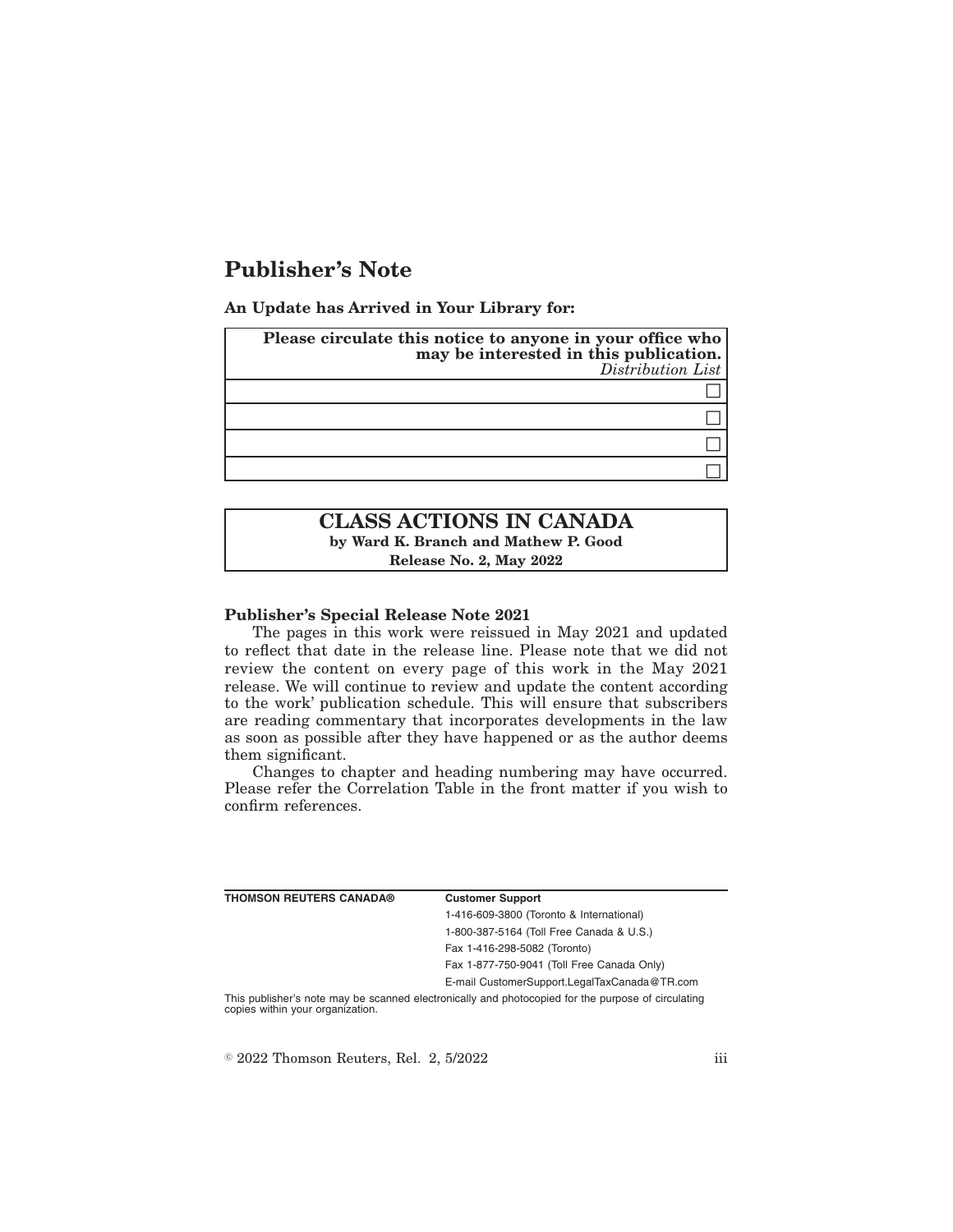# Publisher's Note

**An Update has Arrived in Your Library for:**

| **Please circulate this notice to anyone in your office who may be interested in this publication.** *Distribution List* |
|---|
| ☐ |
| ☐ |
| ☐ |
| ☐ |

## CLASS ACTIONS IN CANADA

**by Ward K. Branch and Mathew P. Good**

**Release No. 2, May 2022**

**Publisher's Special Release Note 2021**

The pages in this work were reissued in May 2021 and updated to reflect that date in the release line. Please note that we did not review the content on every page of this work in the May 2021 release. We will continue to review and update the content according to the work' publication schedule. This will ensure that subscribers are reading commentary that incorporates developments in the law as soon as possible after they have happened or as the author deems them significant.

Changes to chapter and heading numbering may have occurred. Please refer the Correlation Table in the front matter if you wish to confirm references.

| **THOMSON REUTERS CANADA®** | **Customer Support** |
|---|---|
| | 1-416-609-3800 (Toronto & International) |
| | 1-800-387-5164 (Toll Free Canada & U.S.) |
| | Fax 1-416-298-5082 (Toronto) |
| | Fax 1-877-750-9041 (Toll Free Canada Only) |
| | E-mail CustomerSupport.LegalTaxCanada@TR.com |

This publisher's note may be scanned electronically and photocopied for the purpose of circulating copies within your organization.

© 2022 Thomson Reuters, Rel. 2, 5/2022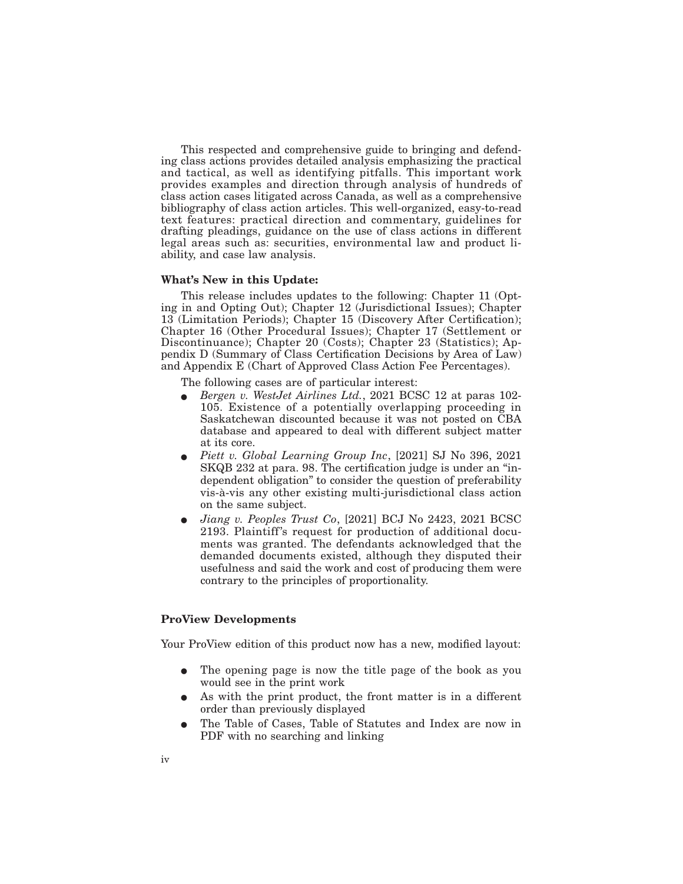This respected and comprehensive guide to bringing and defending class actions provides detailed analysis emphasizing the practical and tactical, as well as identifying pitfalls. This important work provides examples and direction through analysis of hundreds of class action cases litigated across Canada, as well as a comprehensive bibliography of class action articles. This well-organized, easy-to-read text features: practical direction and commentary, guidelines for drafting pleadings, guidance on the use of class actions in different legal areas such as: securities, environmental law and product liability, and case law analysis.

**What's New in this Update:**

This release includes updates to the following: Chapter 11 (Opting in and Opting Out); Chapter 12 (Jurisdictional Issues); Chapter 13 (Limitation Periods); Chapter 15 (Discovery After Certification); Chapter 16 (Other Procedural Issues); Chapter 17 (Settlement or Discontinuance); Chapter 20 (Costs); Chapter 23 (Statistics); Appendix D (Summary of Class Certification Decisions by Area of Law) and Appendix E (Chart of Approved Class Action Fee Percentages).

The following cases are of particular interest:

- *Bergen v. WestJet Airlines Ltd.*, 2021 BCSC 12 at paras 102-105. Existence of a potentially overlapping proceeding in Saskatchewan discounted because it was not posted on CBA database and appeared to deal with different subject matter at its core.
- *Piett v. Global Learning Group Inc*, [2021] SJ No 396, 2021 SKQB 232 at para. 98. The certification judge is under an "independent obligation" to consider the question of preferability vis-à-vis any other existing multi-jurisdictional class action on the same subject.
- *Jiang v. Peoples Trust Co*, [2021] BCJ No 2423, 2021 BCSC 2193. Plaintiff's request for production of additional documents was granted. The defendants acknowledged that the demanded documents existed, although they disputed their usefulness and said the work and cost of producing them were contrary to the principles of proportionality.

**ProView Developments**

Your ProView edition of this product now has a new, modified layout:

- The opening page is now the title page of the book as you would see in the print work
- As with the print product, the front matter is in a different order than previously displayed
- The Table of Cases, Table of Statutes and Index are now in PDF with no searching and linking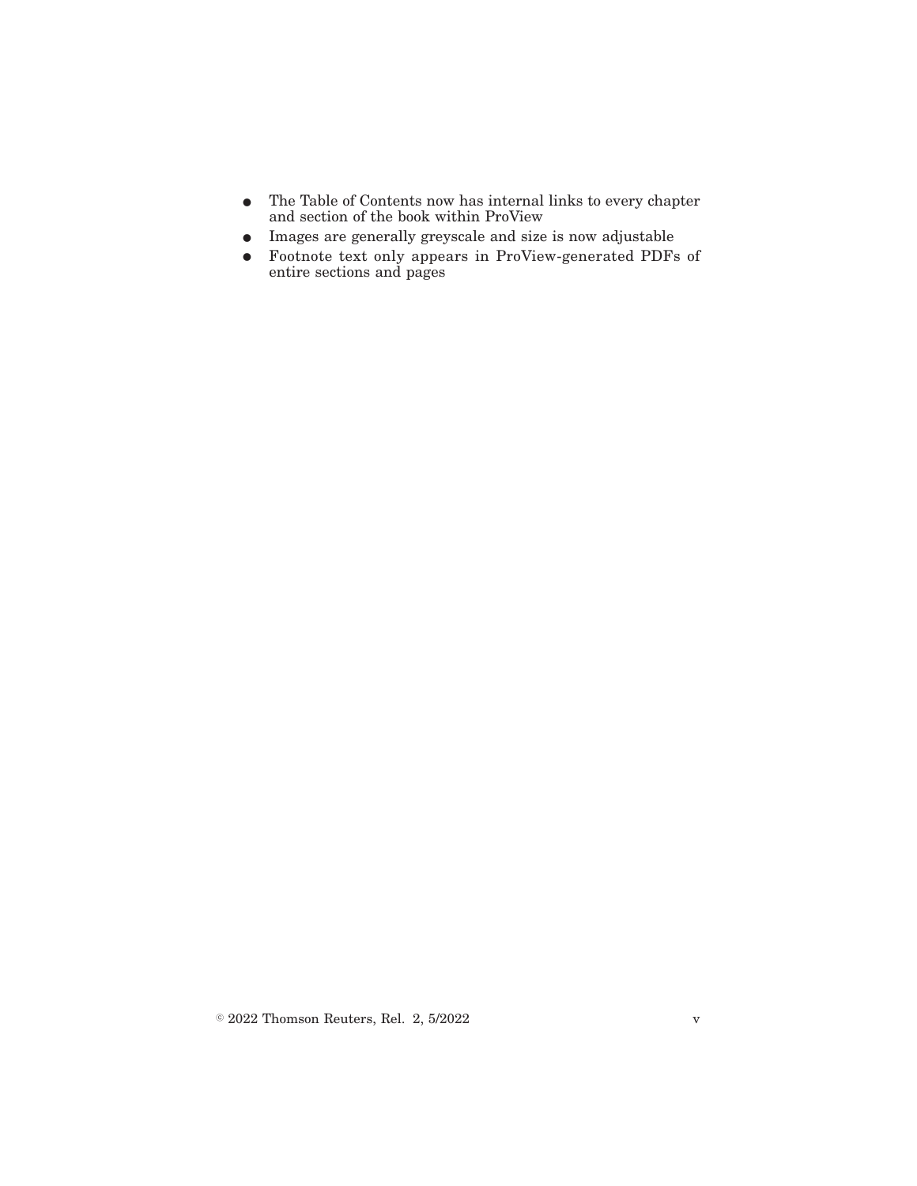- The Table of Contents now has internal links to every chapter and section of the book within ProView
- Images are generally greyscale and size is now adjustable
- Footnote text only appears in ProView-generated PDFs of entire sections and pages